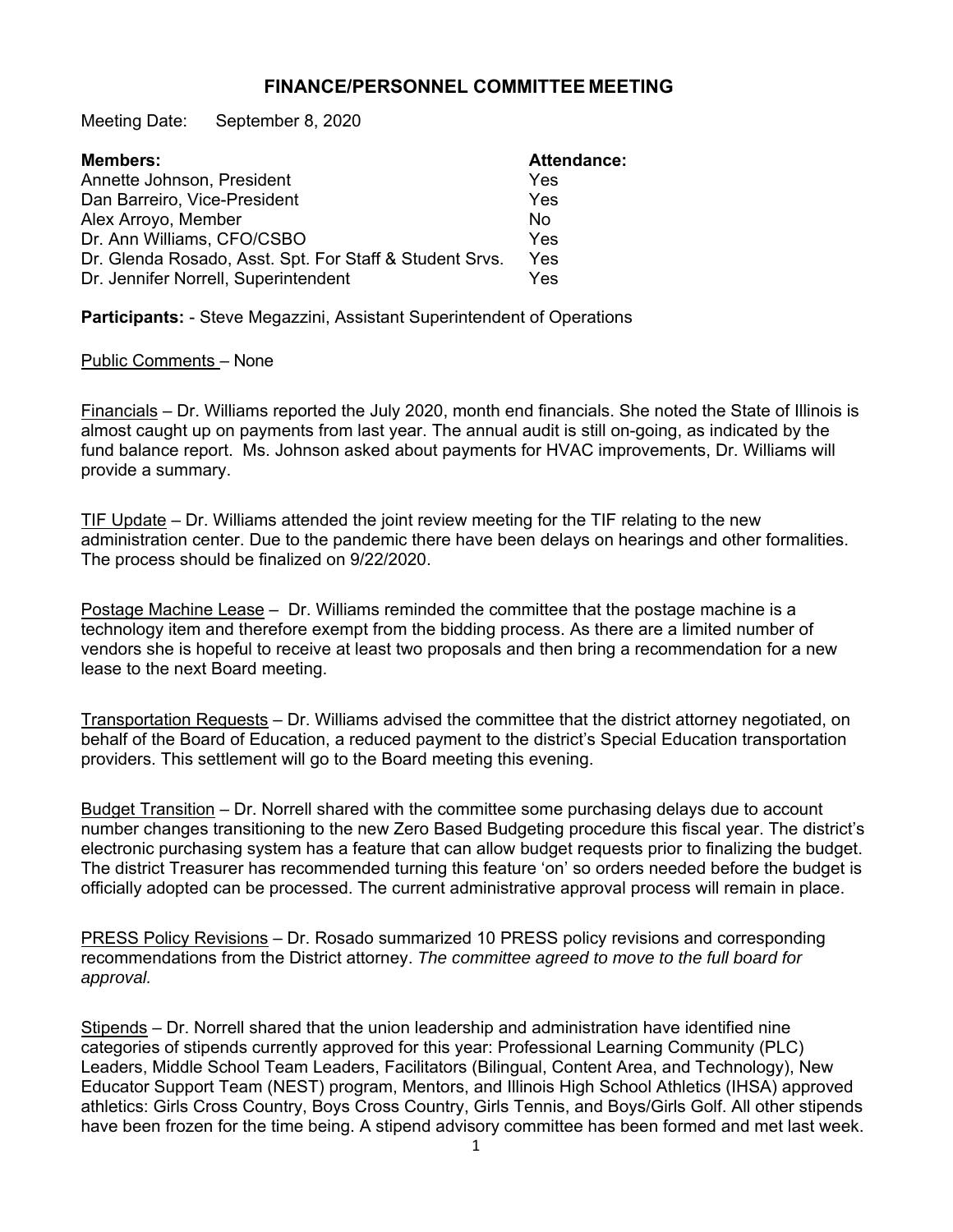# FINANCE/PERSONNEL COMMITTEE MEETING

Meeting Date: September 8, 2020

| **Members:** | **Attendance:** |
|---|---|
| Annette Johnson, President | Yes |
| Dan Barreiro, Vice-President | Yes |
| Alex Arroyo, Member | No |
| Dr. Ann Williams, CFO/CSBO | Yes |
| Dr. Glenda Rosado, Asst. Spt. For Staff & Student Srvs. | Yes |
| Dr. Jennifer Norrell, Superintendent | Yes |

**Participants:** - Steve Megazzini, Assistant Superintendent of Operations

Public Comments – None

Financials – Dr. Williams reported the July 2020, month end financials. She noted the State of Illinois is almost caught up on payments from last year. The annual audit is still on-going, as indicated by the fund balance report. Ms. Johnson asked about payments for HVAC improvements, Dr. Williams will provide a summary.

TIF Update – Dr. Williams attended the joint review meeting for the TIF relating to the new administration center. Due to the pandemic there have been delays on hearings and other formalities. The process should be finalized on 9/22/2020.

Postage Machine Lease – Dr. Williams reminded the committee that the postage machine is a technology item and therefore exempt from the bidding process. As there are a limited number of vendors she is hopeful to receive at least two proposals and then bring a recommendation for a new lease to the next Board meeting.

Transportation Requests – Dr. Williams advised the committee that the district attorney negotiated, on behalf of the Board of Education, a reduced payment to the district's Special Education transportation providers. This settlement will go to the Board meeting this evening.

Budget Transition – Dr. Norrell shared with the committee some purchasing delays due to account number changes transitioning to the new Zero Based Budgeting procedure this fiscal year. The district's electronic purchasing system has a feature that can allow budget requests prior to finalizing the budget. The district Treasurer has recommended turning this feature 'on' so orders needed before the budget is officially adopted can be processed. The current administrative approval process will remain in place.

PRESS Policy Revisions – Dr. Rosado summarized 10 PRESS policy revisions and corresponding recommendations from the District attorney. *The committee agreed to move to the full board for approval.*

Stipends – Dr. Norrell shared that the union leadership and administration have identified nine categories of stipends currently approved for this year: Professional Learning Community (PLC) Leaders, Middle School Team Leaders, Facilitators (Bilingual, Content Area, and Technology), New Educator Support Team (NEST) program, Mentors, and Illinois High School Athletics (IHSA) approved athletics: Girls Cross Country, Boys Cross Country, Girls Tennis, and Boys/Girls Golf. All other stipends have been frozen for the time being. A stipend advisory committee has been formed and met last week.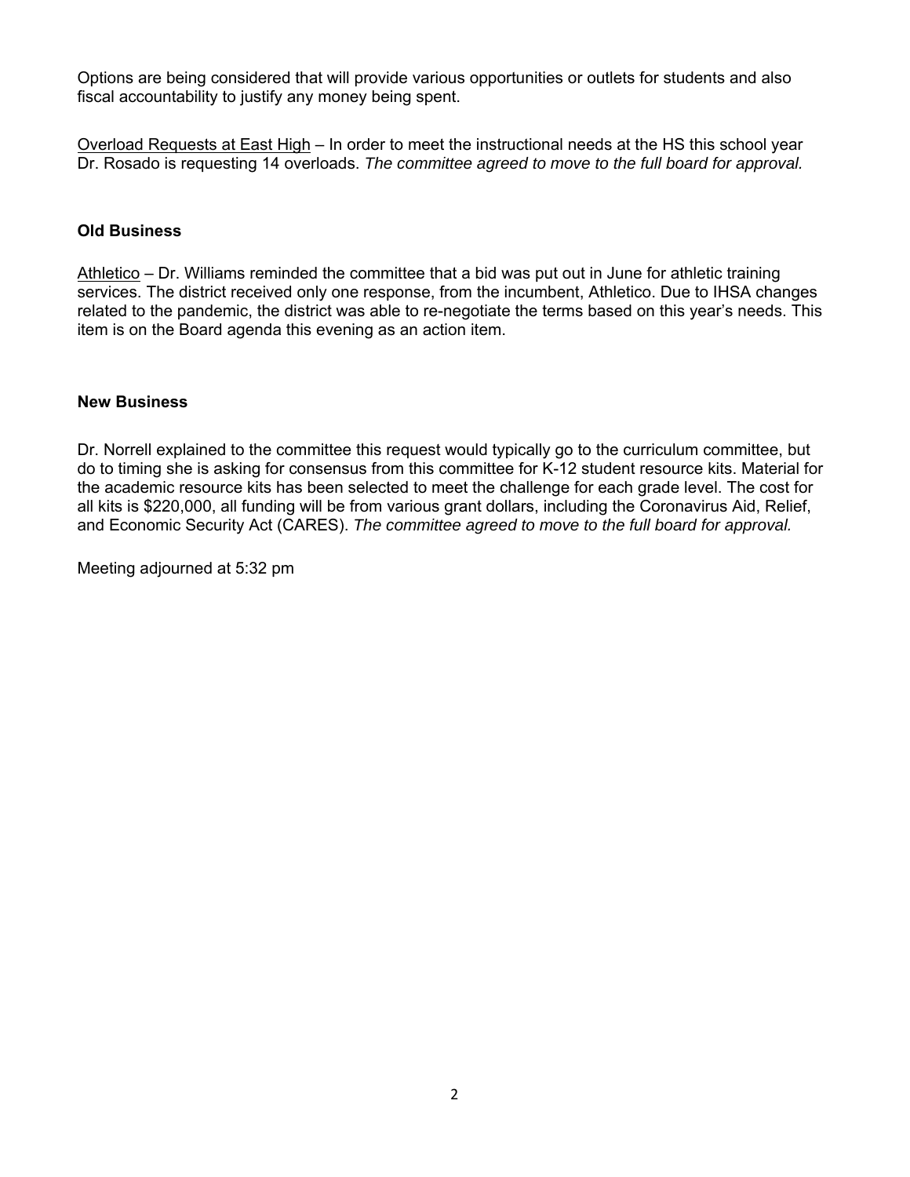Options are being considered that will provide various opportunities or outlets for students and also fiscal accountability to justify any money being spent.

Overload Requests at East High – In order to meet the instructional needs at the HS this school year Dr. Rosado is requesting 14 overloads. *The committee agreed to move to the full board for approval.*

**Old Business**

Athletico – Dr. Williams reminded the committee that a bid was put out in June for athletic training services. The district received only one response, from the incumbent, Athletico. Due to IHSA changes related to the pandemic, the district was able to re-negotiate the terms based on this year's needs. This item is on the Board agenda this evening as an action item.

**New Business**

Dr. Norrell explained to the committee this request would typically go to the curriculum committee, but do to timing she is asking for consensus from this committee for K-12 student resource kits. Material for the academic resource kits has been selected to meet the challenge for each grade level. The cost for all kits is $220,000, all funding will be from various grant dollars, including the Coronavirus Aid, Relief, and Economic Security Act (CARES). *The committee agreed to move to the full board for approval.*

Meeting adjourned at 5:32 pm